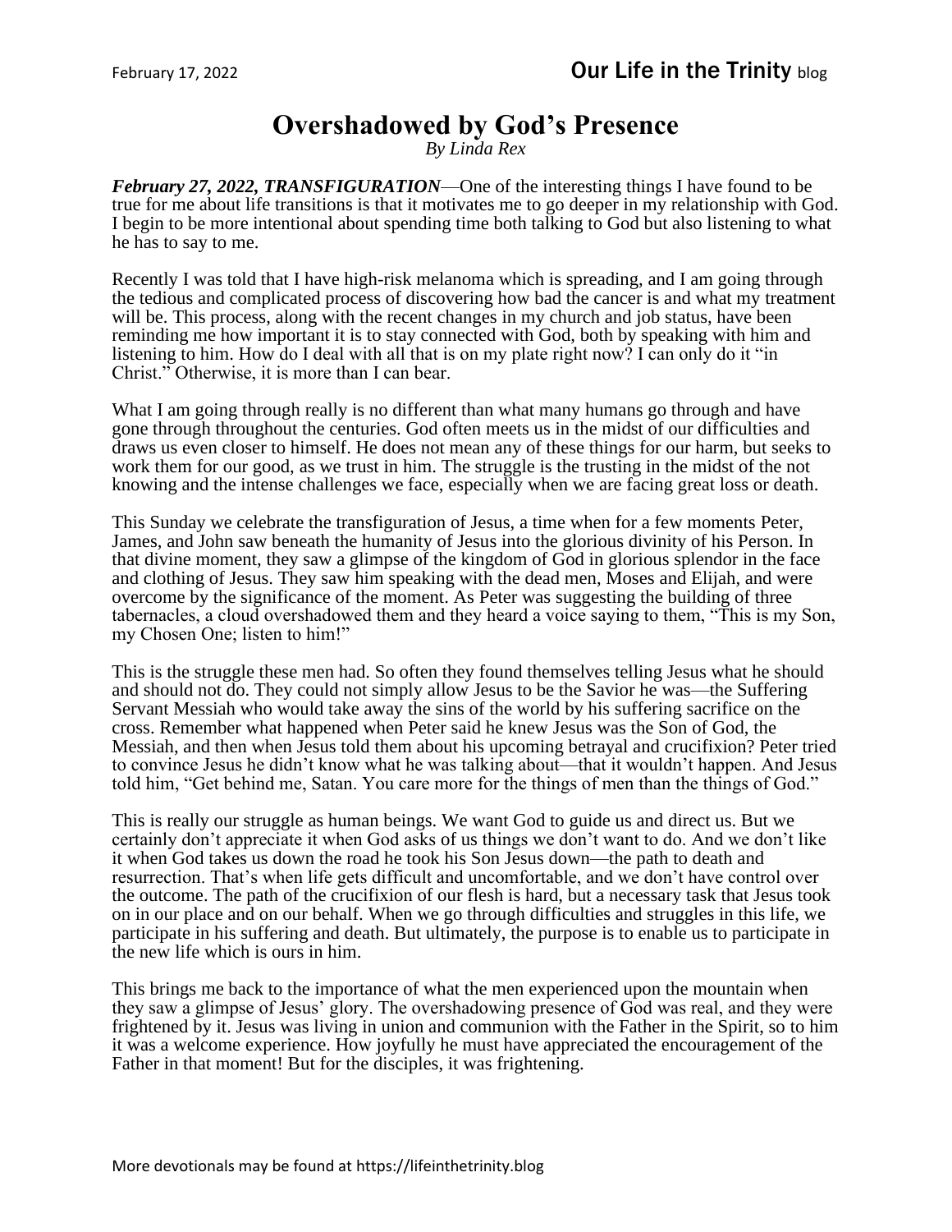# Overshadowed by God's Presence

*By Linda Rex*

***February 27, 2022, TRANSFIGURATION***—One of the interesting things I have found to be true for me about life transitions is that it motivates me to go deeper in my relationship with God. I begin to be more intentional about spending time both talking to God but also listening to what he has to say to me.

Recently I was told that I have high-risk melanoma which is spreading, and I am going through the tedious and complicated process of discovering how bad the cancer is and what my treatment will be. This process, along with the recent changes in my church and job status, have been reminding me how important it is to stay connected with God, both by speaking with him and listening to him. How do I deal with all that is on my plate right now? I can only do it "in Christ." Otherwise, it is more than I can bear.

What I am going through really is no different than what many humans go through and have gone through throughout the centuries. God often meets us in the midst of our difficulties and draws us even closer to himself. He does not mean any of these things for our harm, but seeks to work them for our good, as we trust in him. The struggle is the trusting in the midst of the not knowing and the intense challenges we face, especially when we are facing great loss or death.

This Sunday we celebrate the transfiguration of Jesus, a time when for a few moments Peter, James, and John saw beneath the humanity of Jesus into the glorious divinity of his Person. In that divine moment, they saw a glimpse of the kingdom of God in glorious splendor in the face and clothing of Jesus. They saw him speaking with the dead men, Moses and Elijah, and were overcome by the significance of the moment. As Peter was suggesting the building of three tabernacles, a cloud overshadowed them and they heard a voice saying to them, "This is my Son, my Chosen One; listen to him!"

This is the struggle these men had. So often they found themselves telling Jesus what he should and should not do. They could not simply allow Jesus to be the Savior he was—the Suffering Servant Messiah who would take away the sins of the world by his suffering sacrifice on the cross. Remember what happened when Peter said he knew Jesus was the Son of God, the Messiah, and then when Jesus told them about his upcoming betrayal and crucifixion? Peter tried to convince Jesus he didn't know what he was talking about—that it wouldn't happen. And Jesus told him, "Get behind me, Satan. You care more for the things of men than the things of God."

This is really our struggle as human beings. We want God to guide us and direct us. But we certainly don't appreciate it when God asks of us things we don't want to do. And we don't like it when God takes us down the road he took his Son Jesus down—the path to death and resurrection. That's when life gets difficult and uncomfortable, and we don't have control over the outcome. The path of the crucifixion of our flesh is hard, but a necessary task that Jesus took on in our place and on our behalf. When we go through difficulties and struggles in this life, we participate in his suffering and death. But ultimately, the purpose is to enable us to participate in the new life which is ours in him.

This brings me back to the importance of what the men experienced upon the mountain when they saw a glimpse of Jesus' glory. The overshadowing presence of God was real, and they were frightened by it. Jesus was living in union and communion with the Father in the Spirit, so to him it was a welcome experience. How joyfully he must have appreciated the encouragement of the Father in that moment! But for the disciples, it was frightening.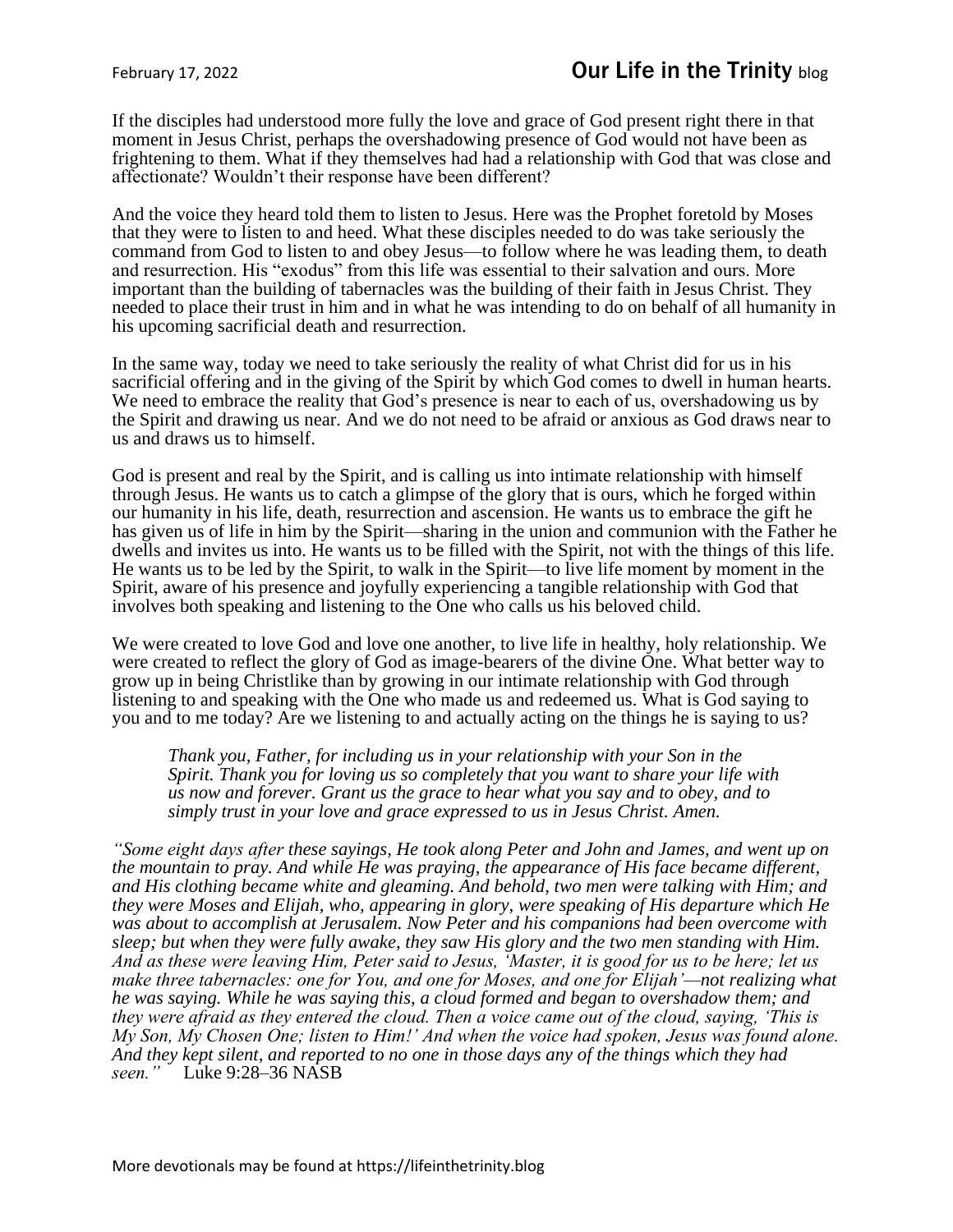If the disciples had understood more fully the love and grace of God present right there in that moment in Jesus Christ, perhaps the overshadowing presence of God would not have been as frightening to them. What if they themselves had had a relationship with God that was close and affectionate? Wouldn't their response have been different?

And the voice they heard told them to listen to Jesus. Here was the Prophet foretold by Moses that they were to listen to and heed. What these disciples needed to do was take seriously the command from God to listen to and obey Jesus—to follow where he was leading them, to death and resurrection. His "exodus" from this life was essential to their salvation and ours. More important than the building of tabernacles was the building of their faith in Jesus Christ. They needed to place their trust in him and in what he was intending to do on behalf of all humanity in his upcoming sacrificial death and resurrection.

In the same way, today we need to take seriously the reality of what Christ did for us in his sacrificial offering and in the giving of the Spirit by which God comes to dwell in human hearts. We need to embrace the reality that God's presence is near to each of us, overshadowing us by the Spirit and drawing us near. And we do not need to be afraid or anxious as God draws near to us and draws us to himself.

God is present and real by the Spirit, and is calling us into intimate relationship with himself through Jesus. He wants us to catch a glimpse of the glory that is ours, which he forged within our humanity in his life, death, resurrection and ascension. He wants us to embrace the gift he has given us of life in him by the Spirit—sharing in the union and communion with the Father he dwells and invites us into. He wants us to be filled with the Spirit, not with the things of this life. He wants us to be led by the Spirit, to walk in the Spirit—to live life moment by moment in the Spirit, aware of his presence and joyfully experiencing a tangible relationship with God that involves both speaking and listening to the One who calls us his beloved child.

We were created to love God and love one another, to live life in healthy, holy relationship. We were created to reflect the glory of God as image-bearers of the divine One. What better way to grow up in being Christlike than by growing in our intimate relationship with God through listening to and speaking with the One who made us and redeemed us. What is God saying to you and to me today? Are we listening to and actually acting on the things he is saying to us?

> *Thank you, Father, for including us in your relationship with your Son in the Spirit. Thank you for loving us so completely that you want to share your life with us now and forever. Grant us the grace to hear what you say and to obey, and to simply trust in your love and grace expressed to us in Jesus Christ. Amen.*

*"Some eight days after these sayings, He took along Peter and John and James, and went up on the mountain to pray. And while He was praying, the appearance of His face became different, and His clothing became white and gleaming. And behold, two men were talking with Him; and they were Moses and Elijah, who, appearing in glory, were speaking of His departure which He was about to accomplish at Jerusalem. Now Peter and his companions had been overcome with sleep; but when they were fully awake, they saw His glory and the two men standing with Him. And as these were leaving Him, Peter said to Jesus, 'Master, it is good for us to be here; let us make three tabernacles: one for You, and one for Moses, and one for Elijah'—not realizing what he was saying. While he was saying this, a cloud formed and began to overshadow them; and they were afraid as they entered the cloud. Then a voice came out of the cloud, saying, 'This is My Son, My Chosen One; listen to Him!' And when the voice had spoken, Jesus was found alone. And they kept silent, and reported to no one in those days any of the things which they had seen."* Luke 9:28–36 NASB

More devotionals may be found at https://lifeinthetrinity.blog